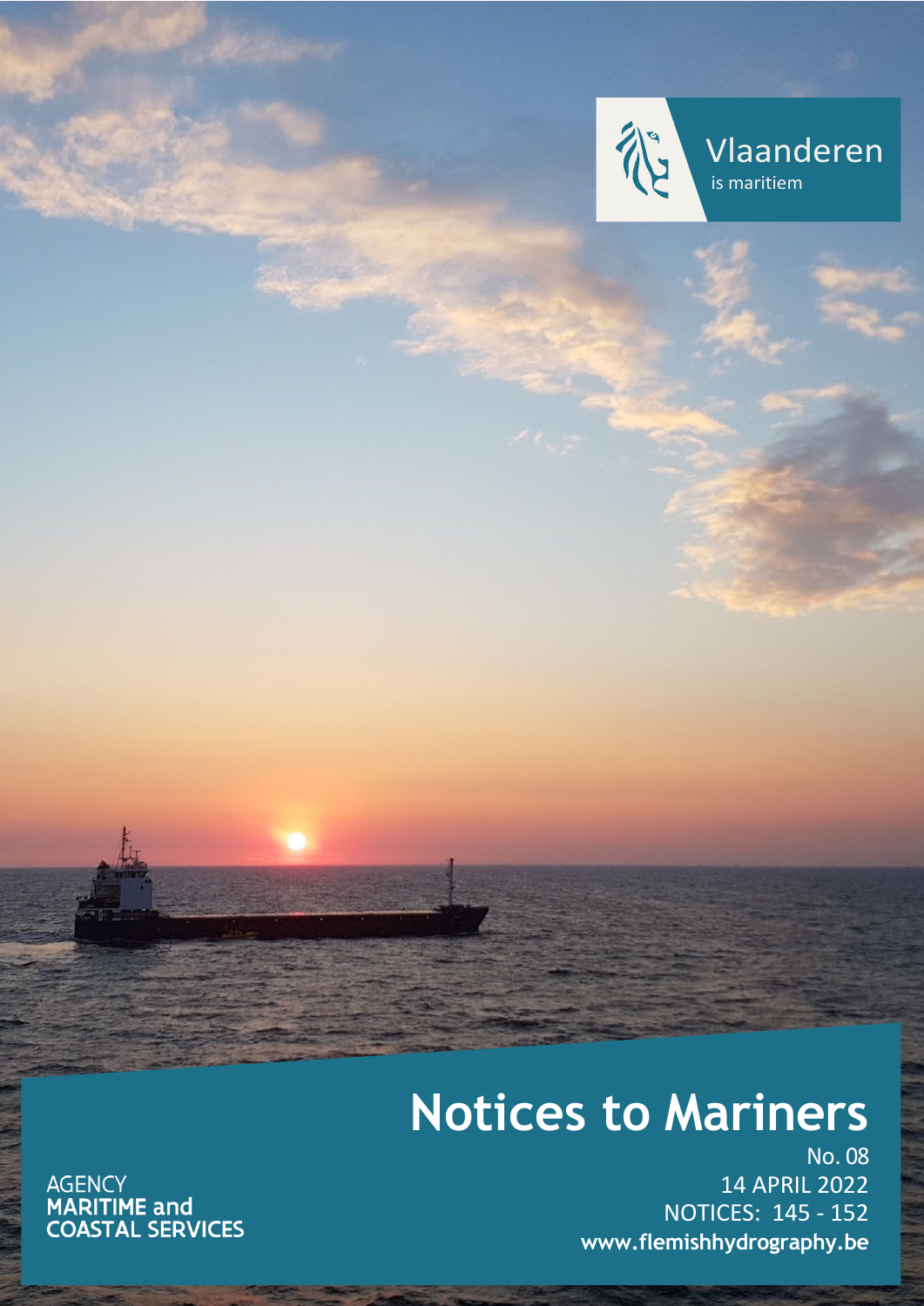Vlaanderen
is maritiem

# Notices to Mariners

No. 08
14 APRIL 2022
NOTICES: 145 - 152
**www.flemishhydrography.be**

AGENCY
**MARITIME and**
**COASTAL SERVICES**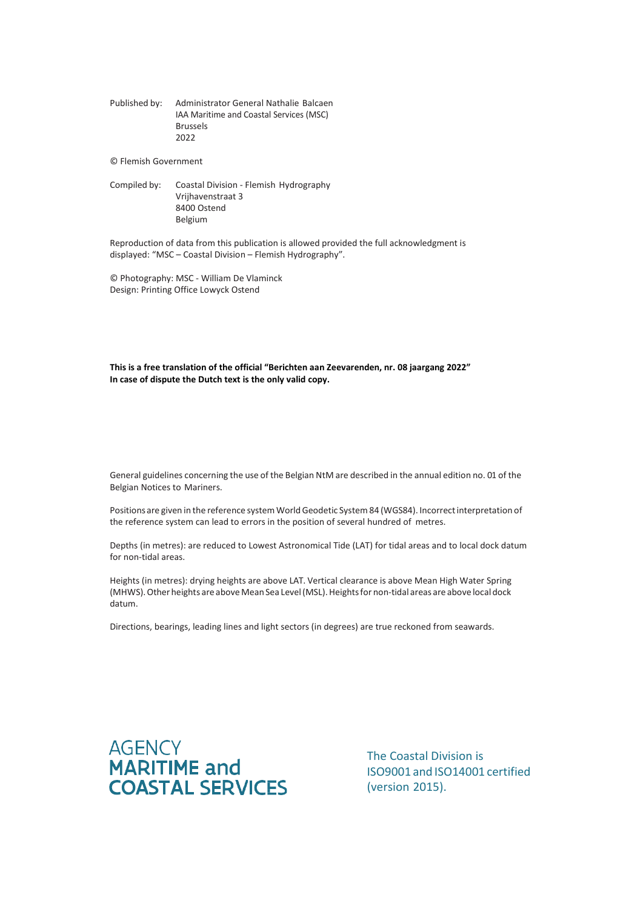Published by: Administrator General Nathalie Balcaen
IAA Maritime and Coastal Services (MSC)
Brussels
2022

© Flemish Government

Compiled by: Coastal Division - Flemish Hydrography
Vrijhavenstraat 3
8400 Ostend
Belgium

Reproduction of data from this publication is allowed provided the full acknowledgment is displayed: "MSC – Coastal Division – Flemish Hydrography".

© Photography: MSC - William De Vlaminck
Design: Printing Office Lowyck Ostend

**This is a free translation of the official "Berichten aan Zeevarenden, nr. 08 jaargang 2022"**
**In case of dispute the Dutch text is the only valid copy.**

General guidelines concerning the use of the Belgian NtM are described in the annual edition no. 01 of the Belgian Notices to Mariners.

Positions are given in the reference system World Geodetic System 84 (WGS84). Incorrect interpretation of the reference system can lead to errors in the position of several hundred of metres.

Depths (in metres): are reduced to Lowest Astronomical Tide (LAT) for tidal areas and to local dock datum for non-tidal areas.

Heights (in metres): drying heights are above LAT. Vertical clearance is above Mean High Water Spring (MHWS). Other heights are above Mean Sea Level (MSL). Heights for non-tidal areas are above local dock datum.

Directions, bearings, leading lines and light sectors (in degrees) are true reckoned from seawards.

AGENCY
**MARITIME and**
**COASTAL SERVICES**

The Coastal Division is ISO9001 and ISO14001 certified (version 2015).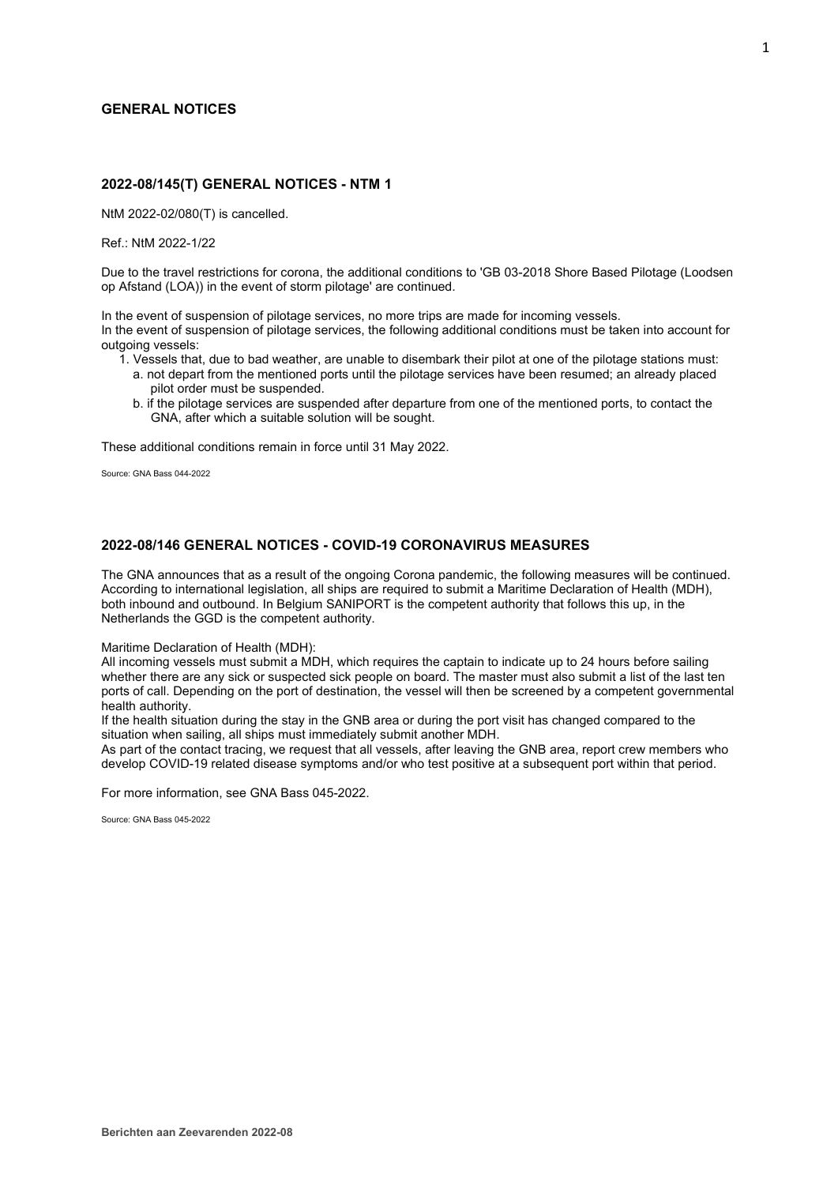# GENERAL NOTICES

## 2022-08/145(T) GENERAL NOTICES - NTM 1

NtM 2022-02/080(T) is cancelled.

Ref.: NtM 2022-1/22

Due to the travel restrictions for corona, the additional conditions to 'GB 03-2018 Shore Based Pilotage (Loodsen op Afstand (LOA)) in the event of storm pilotage' are continued.

In the event of suspension of pilotage services, no more trips are made for incoming vessels.
In the event of suspension of pilotage services, the following additional conditions must be taken into account for outgoing vessels:

1. Vessels that, due to bad weather, are unable to disembark their pilot at one of the pilotage stations must:
   a. not depart from the mentioned ports until the pilotage services have been resumed; an already placed pilot order must be suspended.
   b. if the pilotage services are suspended after departure from one of the mentioned ports, to contact the GNA, after which a suitable solution will be sought.

These additional conditions remain in force until 31 May 2022.

Source: GNA Bass 044-2022

## 2022-08/146 GENERAL NOTICES - COVID-19 CORONAVIRUS MEASURES

The GNA announces that as a result of the ongoing Corona pandemic, the following measures will be continued. According to international legislation, all ships are required to submit a Maritime Declaration of Health (MDH), both inbound and outbound. In Belgium SANIPORT is the competent authority that follows this up, in the Netherlands the GGD is the competent authority.

Maritime Declaration of Health (MDH):
All incoming vessels must submit a MDH, which requires the captain to indicate up to 24 hours before sailing whether there are any sick or suspected sick people on board. The master must also submit a list of the last ten ports of call. Depending on the port of destination, the vessel will then be screened by a competent governmental health authority.
If the health situation during the stay in the GNB area or during the port visit has changed compared to the situation when sailing, all ships must immediately submit another MDH.
As part of the contact tracing, we request that all vessels, after leaving the GNB area, report crew members who develop COVID-19 related disease symptoms and/or who test positive at a subsequent port within that period.

For more information, see GNA Bass 045-2022.

Source: GNA Bass 045-2022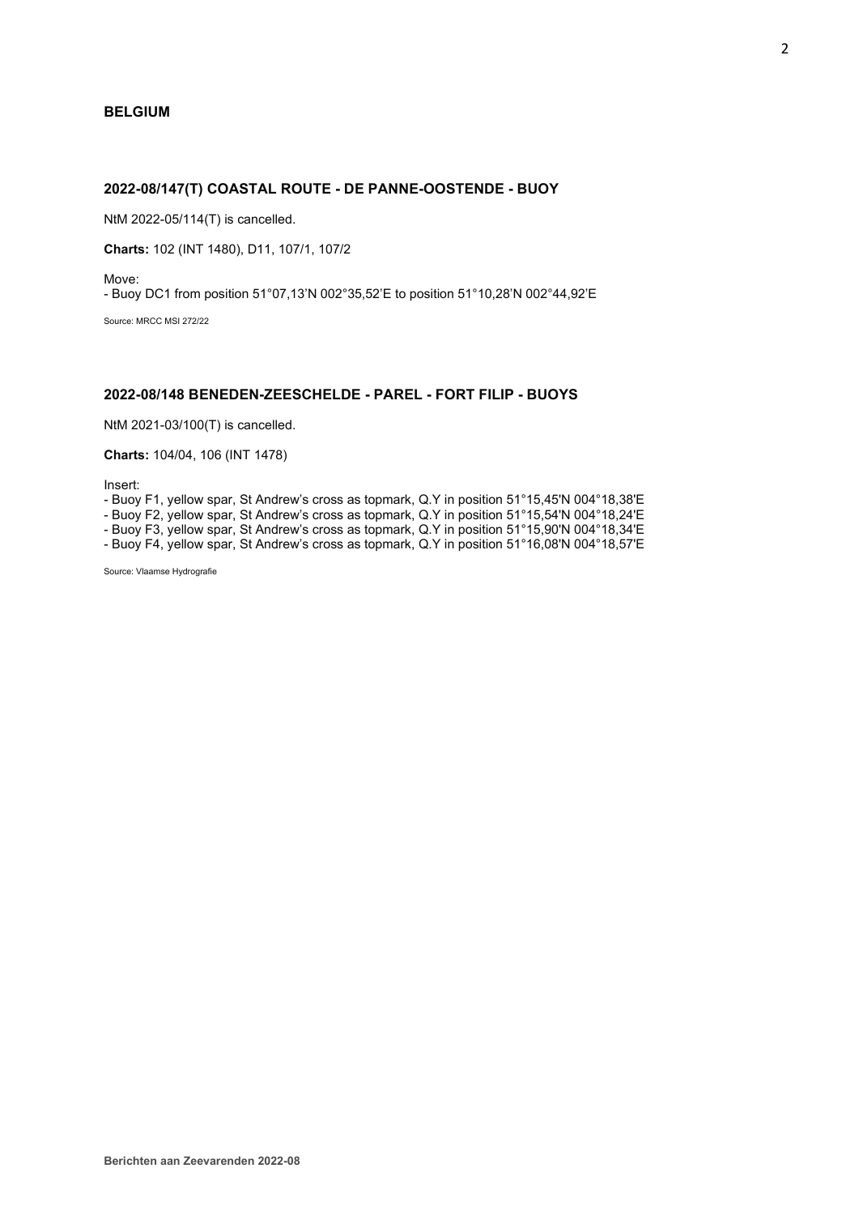## BELGIUM

### 2022-08/147(T) COASTAL ROUTE - DE PANNE-OOSTENDE - BUOY

NtM 2022-05/114(T) is cancelled.

**Charts:** 102 (INT 1480), D11, 107/1, 107/2

Move:
- Buoy DC1 from position 51°07,13'N 002°35,52'E to position 51°10,28'N 002°44,92'E

Source: MRCC MSI 272/22

### 2022-08/148 BENEDEN-ZEESCHELDE - PAREL - FORT FILIP - BUOYS

NtM 2021-03/100(T) is cancelled.

**Charts:** 104/04, 106 (INT 1478)

Insert:
- Buoy F1, yellow spar, St Andrew's cross as topmark, Q.Y in position 51°15,45'N 004°18,38'E
- Buoy F2, yellow spar, St Andrew's cross as topmark, Q.Y in position 51°15,54'N 004°18,24'E
- Buoy F3, yellow spar, St Andrew's cross as topmark, Q.Y in position 51°15,90'N 004°18,34'E
- Buoy F4, yellow spar, St Andrew's cross as topmark, Q.Y in position 51°16,08'N 004°18,57'E

Source: Vlaamse Hydrografie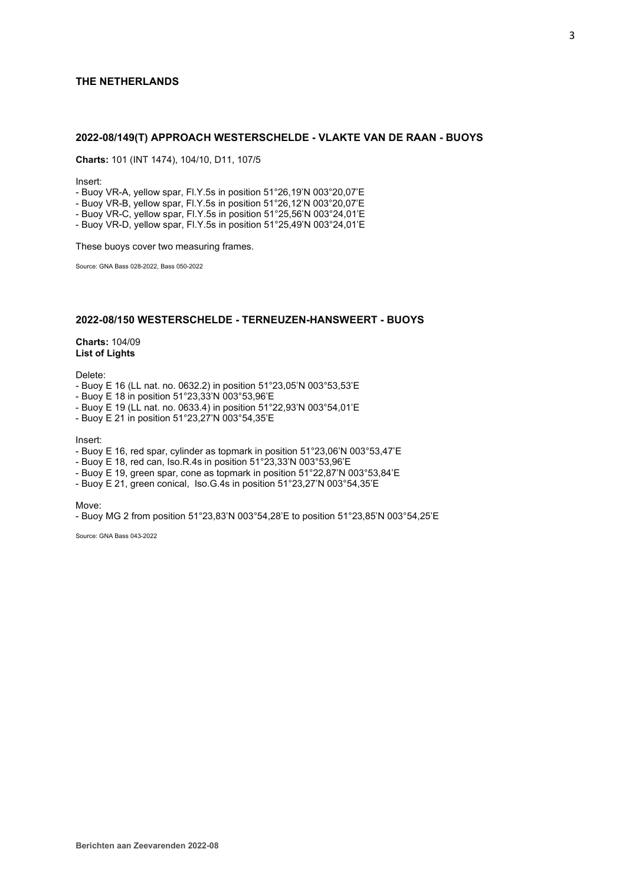## THE NETHERLANDS

### 2022-08/149(T) APPROACH WESTERSCHELDE - VLAKTE VAN DE RAAN - BUOYS

**Charts:** 101 (INT 1474), 104/10, D11, 107/5

Insert:

- Buoy VR-A, yellow spar, Fl.Y.5s in position 51°26,19'N 003°20,07'E
- Buoy VR-B, yellow spar, Fl.Y.5s in position 51°26,12'N 003°20,07'E
- Buoy VR-C, yellow spar, Fl.Y.5s in position 51°25,56'N 003°24,01'E
- Buoy VR-D, yellow spar, Fl.Y.5s in position 51°25,49'N 003°24,01'E

These buoys cover two measuring frames.

Source: GNA Bass 028-2022, Bass 050-2022

### 2022-08/150 WESTERSCHELDE - TERNEUZEN-HANSWEERT - BUOYS

**Charts:** 104/09
**List of Lights**

Delete:

- Buoy E 16 (LL nat. no. 0632.2) in position 51°23,05'N 003°53,53'E
- Buoy E 18 in position 51°23,33'N 003°53,96'E
- Buoy E 19 (LL nat. no. 0633.4) in position 51°22,93'N 003°54,01'E
- Buoy E 21 in position 51°23,27'N 003°54,35'E

Insert:

- Buoy E 16, red spar, cylinder as topmark in position 51°23,06'N 003°53,47'E
- Buoy E 18, red can, Iso.R.4s in position 51°23,33'N 003°53,96'E
- Buoy E 19, green spar, cone as topmark in position 51°22,87'N 003°53,84'E
- Buoy E 21, green conical, Iso.G.4s in position 51°23,27'N 003°54,35'E

Move:

- Buoy MG 2 from position 51°23,83'N 003°54,28'E to position 51°23,85'N 003°54,25'E

Source: GNA Bass 043-2022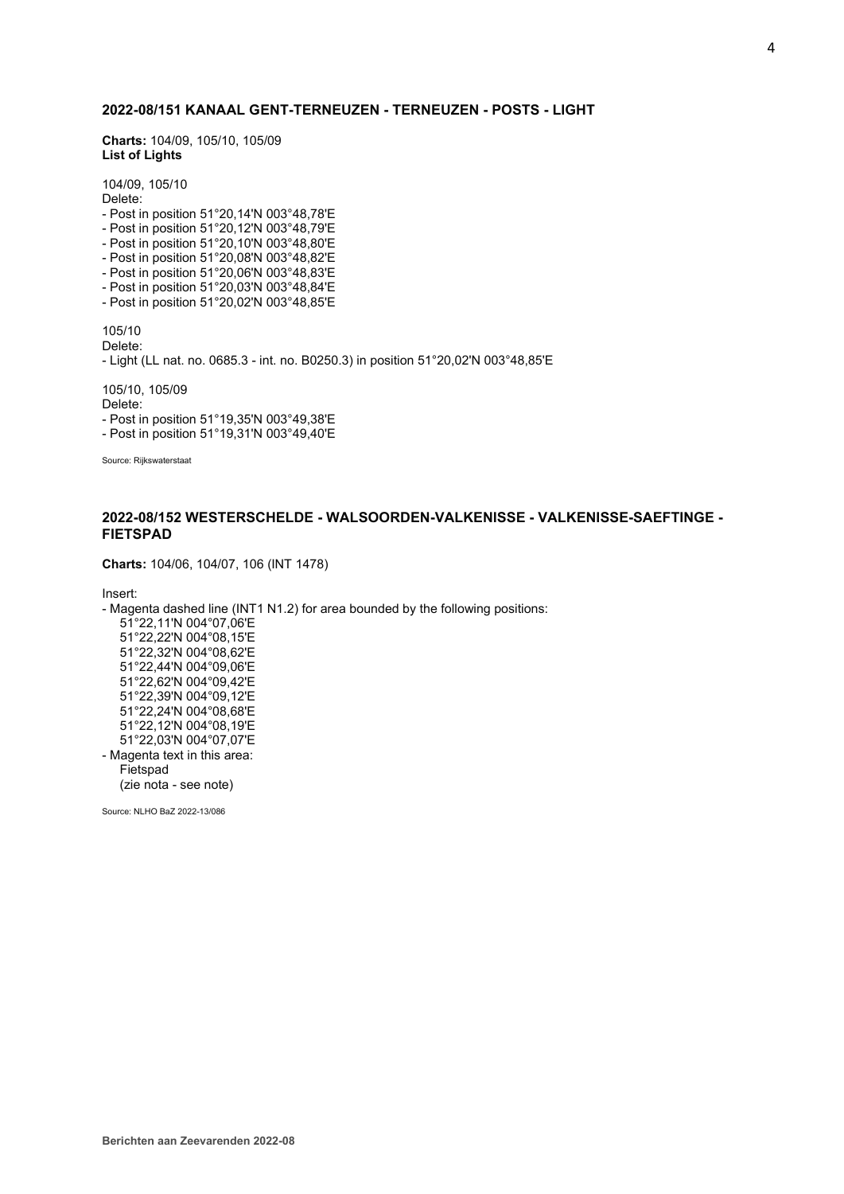## 2022-08/151 KANAAL GENT-TERNEUZEN - TERNEUZEN - POSTS - LIGHT

**Charts:** 104/09, 105/10, 105/09
**List of Lights**

104/09, 105/10
Delete:
- Post in position 51°20,14'N 003°48,78'E
- Post in position 51°20,12'N 003°48,79'E
- Post in position 51°20,10'N 003°48,80'E
- Post in position 51°20,08'N 003°48,82'E
- Post in position 51°20,06'N 003°48,83'E
- Post in position 51°20,03'N 003°48,84'E
- Post in position 51°20,02'N 003°48,85'E

105/10
Delete:
- Light (LL nat. no. 0685.3 - int. no. B0250.3) in position 51°20,02'N 003°48,85'E

105/10, 105/09
Delete:
- Post in position 51°19,35'N 003°49,38'E
- Post in position 51°19,31'N 003°49,40'E

Source: Rijkswaterstaat

## 2022-08/152 WESTERSCHELDE - WALSOORDEN-VALKENISSE - VALKENISSE-SAEFTINGE - FIETSPAD

**Charts:** 104/06, 104/07, 106 (INT 1478)

Insert:
- Magenta dashed line (INT1 N1.2) for area bounded by the following positions:
  51°22,11'N 004°07,06'E
  51°22,22'N 004°08,15'E
  51°22,32'N 004°08,62'E
  51°22,44'N 004°09,06'E
  51°22,62'N 004°09,42'E
  51°22,39'N 004°09,12'E
  51°22,24'N 004°08,68'E
  51°22,12'N 004°08,19'E
  51°22,03'N 004°07,07'E
- Magenta text in this area:
  Fietspad
  (zie nota - see note)

Source: NLHO BaZ 2022-13/086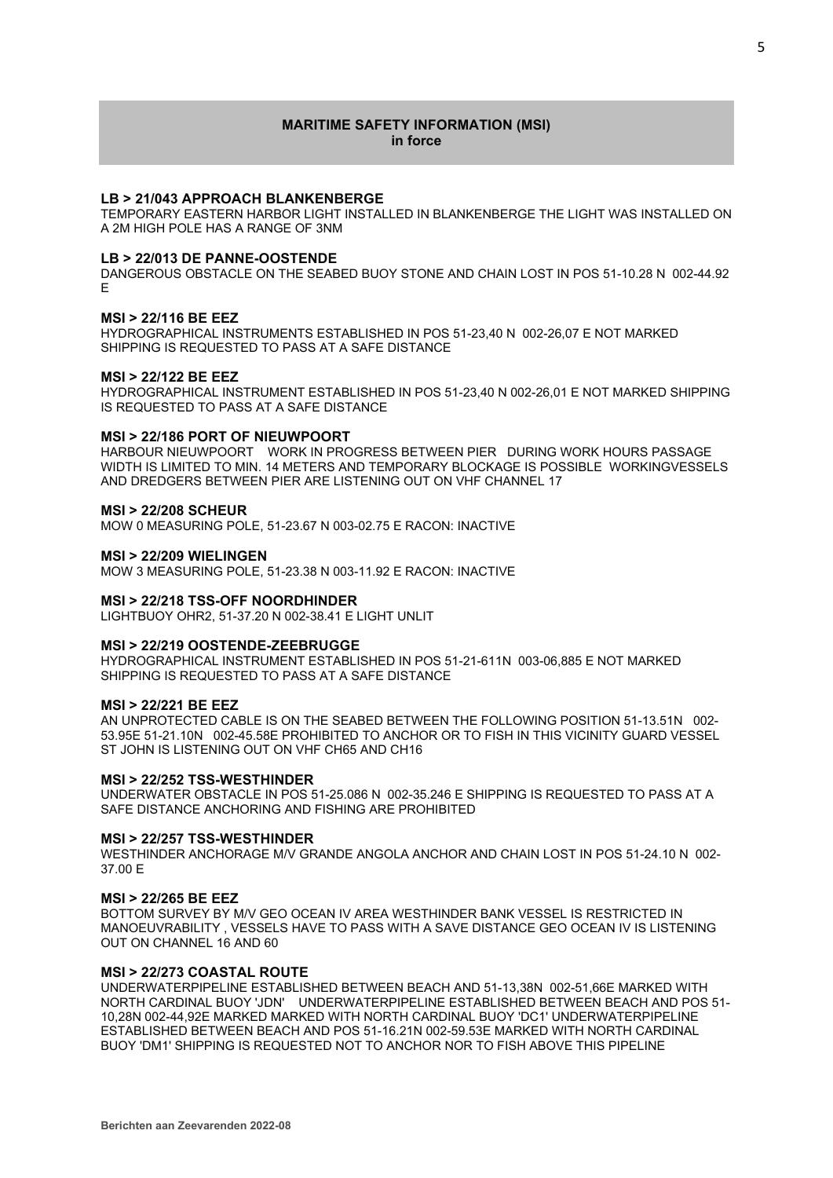## MARITIME SAFETY INFORMATION (MSI)
**in force**

### LB > 21/043 APPROACH BLANKENBERGE

TEMPORARY EASTERN HARBOR LIGHT INSTALLED IN BLANKENBERGE THE LIGHT WAS INSTALLED ON A 2M HIGH POLE HAS A RANGE OF 3NM

### LB > 22/013 DE PANNE-OOSTENDE

DANGEROUS OBSTACLE ON THE SEABED BUOY STONE AND CHAIN LOST IN POS 51-10.28 N 002-44.92 E

### MSI > 22/116 BE EEZ

HYDROGRAPHICAL INSTRUMENTS ESTABLISHED IN POS 51-23,40 N 002-26,07 E NOT MARKED SHIPPING IS REQUESTED TO PASS AT A SAFE DISTANCE

### MSI > 22/122 BE EEZ

HYDROGRAPHICAL INSTRUMENT ESTABLISHED IN POS 51-23,40 N 002-26,01 E NOT MARKED SHIPPING IS REQUESTED TO PASS AT A SAFE DISTANCE

### MSI > 22/186 PORT OF NIEUWPOORT

HARBOUR NIEUWPOORT WORK IN PROGRESS BETWEEN PIER DURING WORK HOURS PASSAGE WIDTH IS LIMITED TO MIN. 14 METERS AND TEMPORARY BLOCKAGE IS POSSIBLE WORKINGVESSELS AND DREDGERS BETWEEN PIER ARE LISTENING OUT ON VHF CHANNEL 17

### MSI > 22/208 SCHEUR

MOW 0 MEASURING POLE, 51-23.67 N 003-02.75 E RACON: INACTIVE

### MSI > 22/209 WIELINGEN

MOW 3 MEASURING POLE, 51-23.38 N 003-11.92 E RACON: INACTIVE

### MSI > 22/218 TSS-OFF NOORDHINDER

LIGHTBUOY OHR2, 51-37.20 N 002-38.41 E LIGHT UNLIT

### MSI > 22/219 OOSTENDE-ZEEBRUGGE

HYDROGRAPHICAL INSTRUMENT ESTABLISHED IN POS 51-21-611N 003-06,885 E NOT MARKED SHIPPING IS REQUESTED TO PASS AT A SAFE DISTANCE

### MSI > 22/221 BE EEZ

AN UNPROTECTED CABLE IS ON THE SEABED BETWEEN THE FOLLOWING POSITION 51-13.51N 002-53.95E 51-21.10N 002-45.58E PROHIBITED TO ANCHOR OR TO FISH IN THIS VICINITY GUARD VESSEL ST JOHN IS LISTENING OUT ON VHF CH65 AND CH16

### MSI > 22/252 TSS-WESTHINDER

UNDERWATER OBSTACLE IN POS 51-25.086 N 002-35.246 E SHIPPING IS REQUESTED TO PASS AT A SAFE DISTANCE ANCHORING AND FISHING ARE PROHIBITED

### MSI > 22/257 TSS-WESTHINDER

WESTHINDER ANCHORAGE M/V GRANDE ANGOLA ANCHOR AND CHAIN LOST IN POS 51-24.10 N 002-37.00 E

### MSI > 22/265 BE EEZ

BOTTOM SURVEY BY M/V GEO OCEAN IV AREA WESTHINDER BANK VESSEL IS RESTRICTED IN MANOEUVRABILITY , VESSELS HAVE TO PASS WITH A SAVE DISTANCE GEO OCEAN IV IS LISTENING OUT ON CHANNEL 16 AND 60

### MSI > 22/273 COASTAL ROUTE

UNDERWATERPIPELINE ESTABLISHED BETWEEN BEACH AND 51-13,38N 002-51,66E MARKED WITH NORTH CARDINAL BUOY 'JDN' UNDERWATERPIPELINE ESTABLISHED BETWEEN BEACH AND POS 51-10,28N 002-44,92E MARKED MARKED WITH NORTH CARDINAL BUOY 'DC1' UNDERWATERPIPELINE ESTABLISHED BETWEEN BEACH AND POS 51-16.21N 002-59.53E MARKED WITH NORTH CARDINAL BUOY 'DM1' SHIPPING IS REQUESTED NOT TO ANCHOR NOR TO FISH ABOVE THIS PIPELINE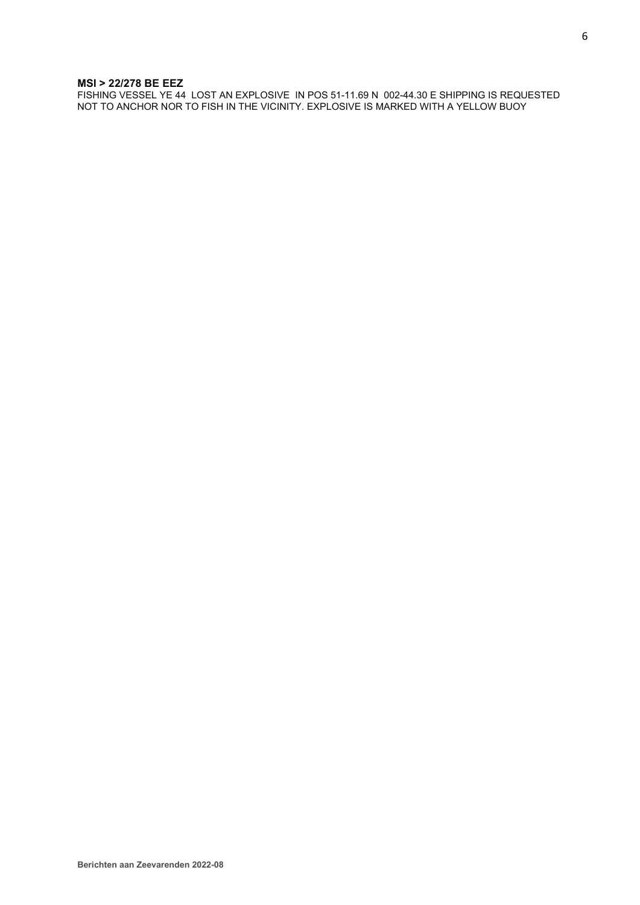**MSI > 22/278 BE EEZ**

FISHING VESSEL YE 44 LOST AN EXPLOSIVE IN POS 51-11.69 N 002-44.30 E SHIPPING IS REQUESTED NOT TO ANCHOR NOR TO FISH IN THE VICINITY. EXPLOSIVE IS MARKED WITH A YELLOW BUOY